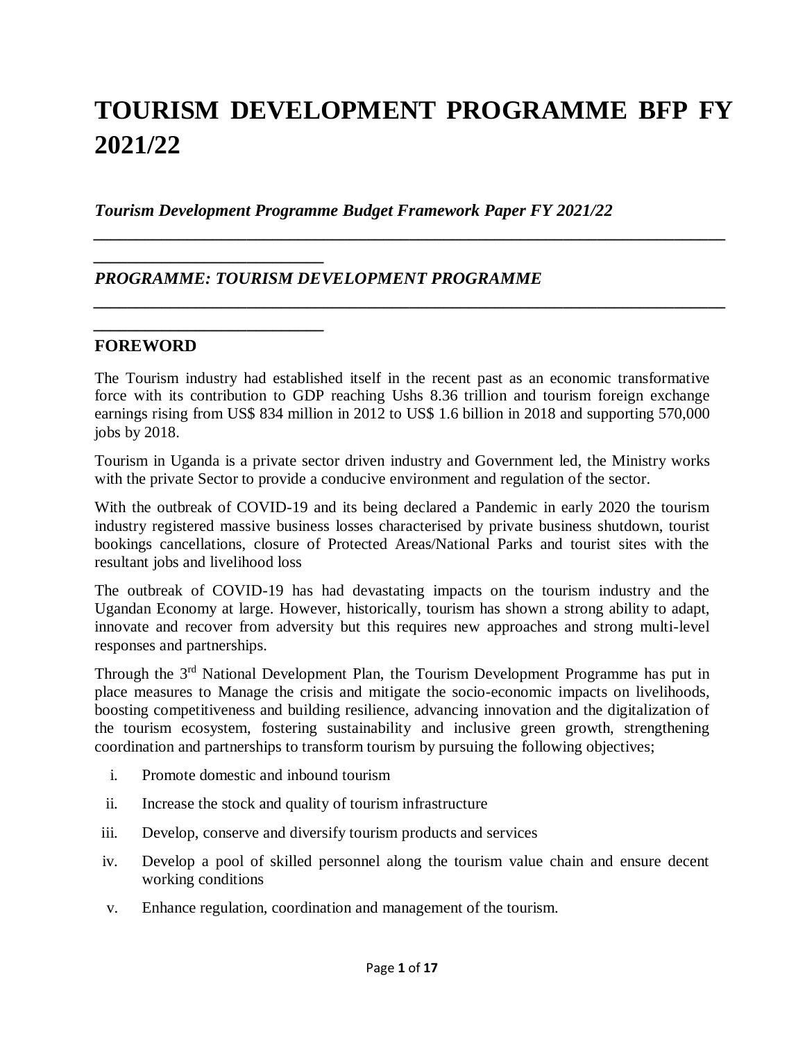# TOURISM DEVELOPMENT PROGRAMME BFP FY 2021/22

*Tourism Development Programme Budget Framework Paper FY 2021/22*

## *PROGRAMME: TOURISM DEVELOPMENT PROGRAMME*

## FOREWORD

The Tourism industry had established itself in the recent past as an economic transformative force with its contribution to GDP reaching Ushs 8.36 trillion and tourism foreign exchange earnings rising from US$ 834 million in 2012 to US$ 1.6 billion in 2018 and supporting 570,000 jobs by 2018.

Tourism in Uganda is a private sector driven industry and Government led, the Ministry works with the private Sector to provide a conducive environment and regulation of the sector.

With the outbreak of COVID-19 and its being declared a Pandemic in early 2020 the tourism industry registered massive business losses characterised by private business shutdown, tourist bookings cancellations, closure of Protected Areas/National Parks and tourist sites with the resultant jobs and livelihood loss

The outbreak of COVID-19 has had devastating impacts on the tourism industry and the Ugandan Economy at large. However, historically, tourism has shown a strong ability to adapt, innovate and recover from adversity but this requires new approaches and strong multi-level responses and partnerships.

Through the 3rd National Development Plan, the Tourism Development Programme has put in place measures to Manage the crisis and mitigate the socio-economic impacts on livelihoods, boosting competitiveness and building resilience, advancing innovation and the digitalization of the tourism ecosystem, fostering sustainability and inclusive green growth, strengthening coordination and partnerships to transform tourism by pursuing the following objectives;

i. Promote domestic and inbound tourism
ii. Increase the stock and quality of tourism infrastructure
iii. Develop, conserve and diversify tourism products and services
iv. Develop a pool of skilled personnel along the tourism value chain and ensure decent working conditions
v. Enhance regulation, coordination and management of the tourism.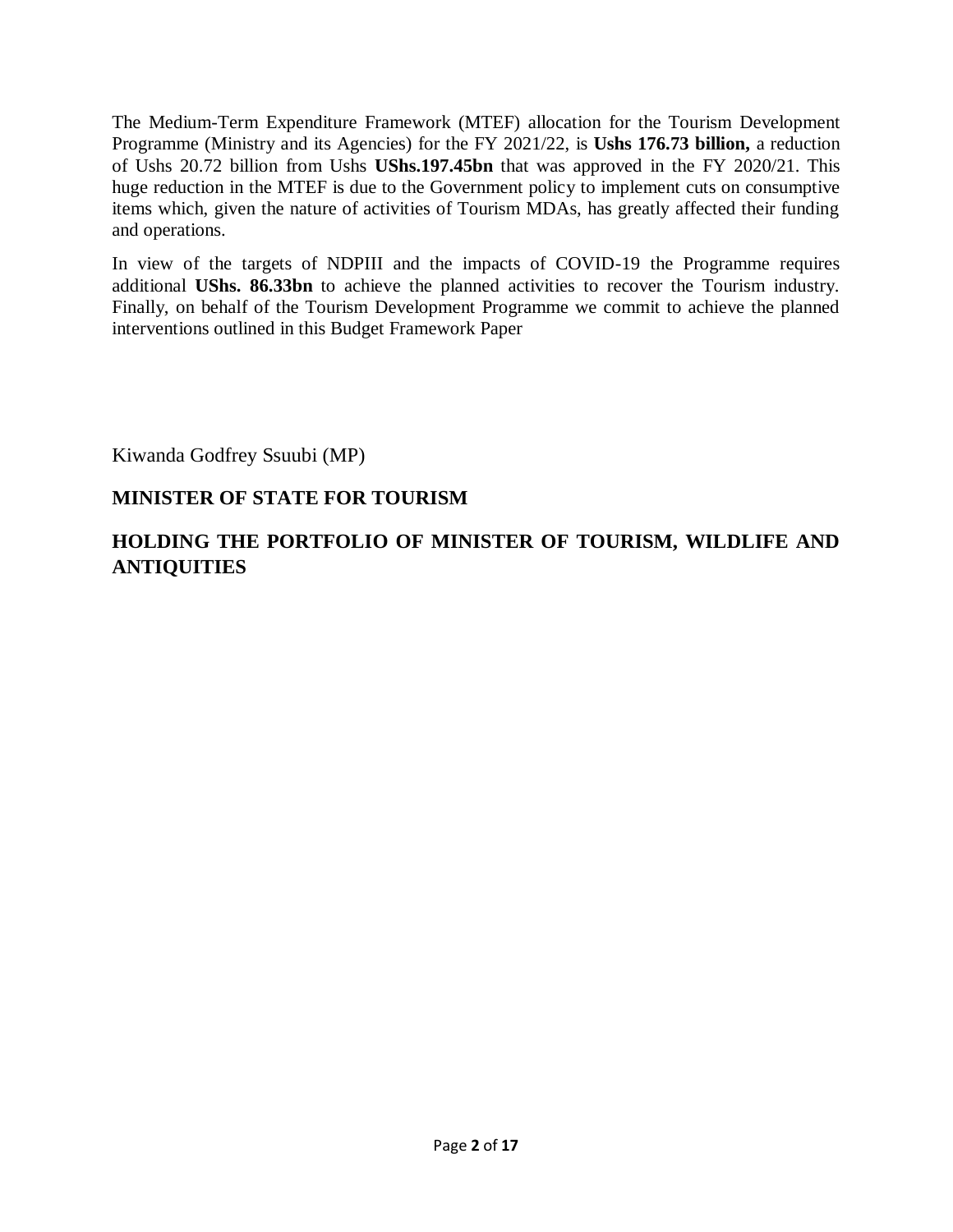The Medium-Term Expenditure Framework (MTEF) allocation for the Tourism Development Programme (Ministry and its Agencies) for the FY 2021/22, is **Ushs 176.73 billion,** a reduction of Ushs 20.72 billion from Ushs **UShs.197.45bn** that was approved in the FY 2020/21. This huge reduction in the MTEF is due to the Government policy to implement cuts on consumptive items which, given the nature of activities of Tourism MDAs, has greatly affected their funding and operations.

In view of the targets of NDPIII and the impacts of COVID-19 the Programme requires additional **UShs. 86.33bn** to achieve the planned activities to recover the Tourism industry. Finally, on behalf of the Tourism Development Programme we commit to achieve the planned interventions outlined in this Budget Framework Paper

Kiwanda Godfrey Ssuubi (MP)

**MINISTER OF STATE FOR TOURISM**

**HOLDING THE PORTFOLIO OF MINISTER OF TOURISM, WILDLIFE AND ANTIQUITIES**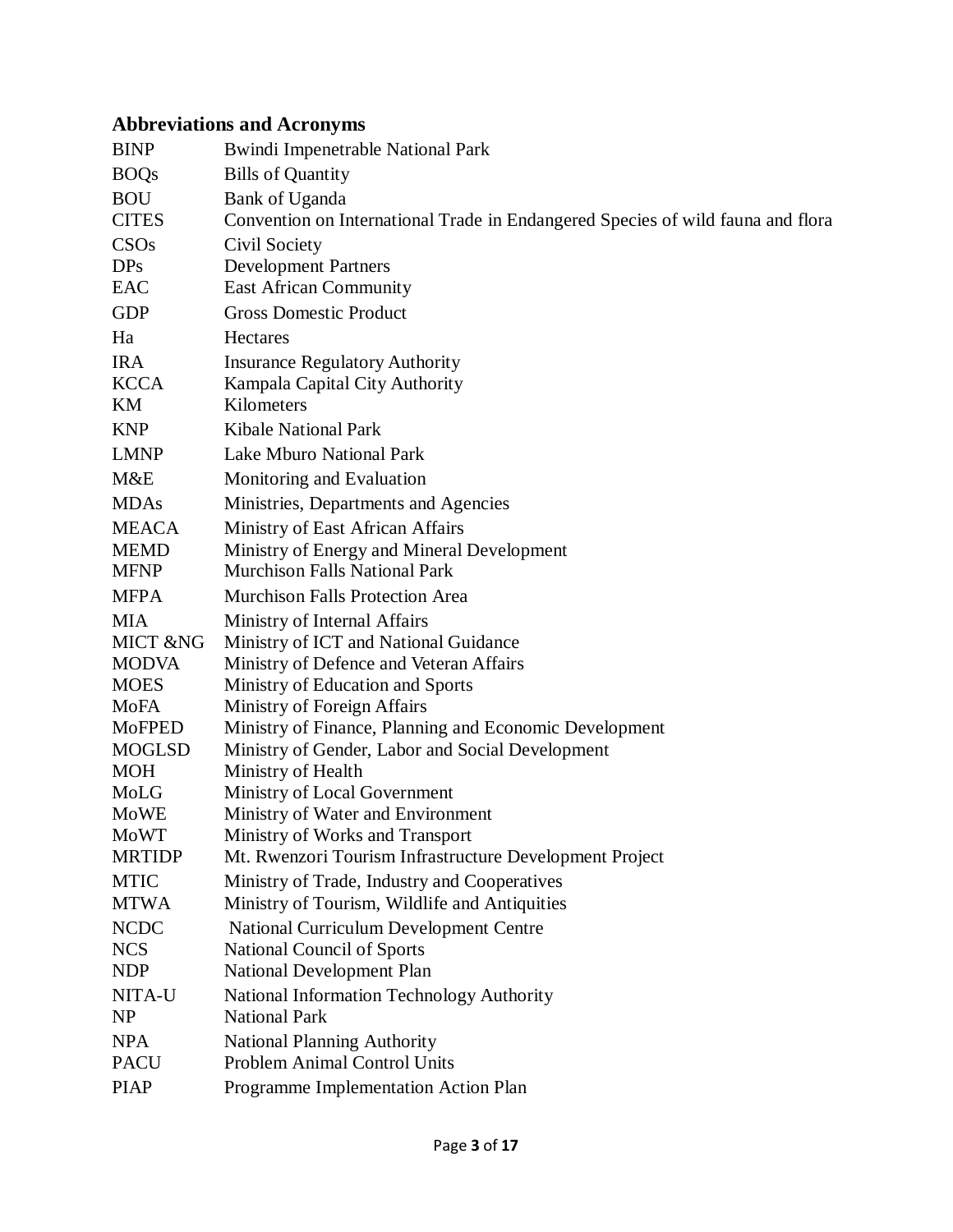## Abbreviations and Acronyms

| | |
|---|---|
| BINP | Bwindi Impenetrable National Park |
| BOQs | Bills of Quantity |
| BOU | Bank of Uganda |
| CITES | Convention on International Trade in Endangered Species of wild fauna and flora |
| CSOs | Civil Society |
| DPs | Development Partners |
| EAC | East African Community |
| GDP | Gross Domestic Product |
| Ha | Hectares |
| IRA | Insurance Regulatory Authority |
| KCCA | Kampala Capital City Authority |
| KM | Kilometers |
| KNP | Kibale National Park |
| LMNP | Lake Mburo National Park |
| M&E | Monitoring and Evaluation |
| MDAs | Ministries, Departments and Agencies |
| MEACA | Ministry of East African Affairs |
| MEMD | Ministry of Energy and Mineral Development |
| MFNP | Murchison Falls National Park |
| MFPA | Murchison Falls Protection Area |
| MIA | Ministry of Internal Affairs |
| MICT &NG | Ministry of ICT and National Guidance |
| MODVA | Ministry of Defence and Veteran Affairs |
| MOES | Ministry of Education and Sports |
| MoFA | Ministry of Foreign Affairs |
| MoFPED | Ministry of Finance, Planning and Economic Development |
| MOGLSD | Ministry of Gender, Labor and Social Development |
| MOH | Ministry of Health |
| MoLG | Ministry of Local Government |
| MoWE | Ministry of Water and Environment |
| MoWT | Ministry of Works and Transport |
| MRTIDP | Mt. Rwenzori Tourism Infrastructure Development Project |
| MTIC | Ministry of Trade, Industry and Cooperatives |
| MTWA | Ministry of Tourism, Wildlife and Antiquities |
| NCDC | National Curriculum Development Centre |
| NCS | National Council of Sports |
| NDP | National Development Plan |
| NITA-U | National Information Technology Authority |
| NP | National Park |
| NPA | National Planning Authority |
| PACU | Problem Animal Control Units |
| PIAP | Programme Implementation Action Plan |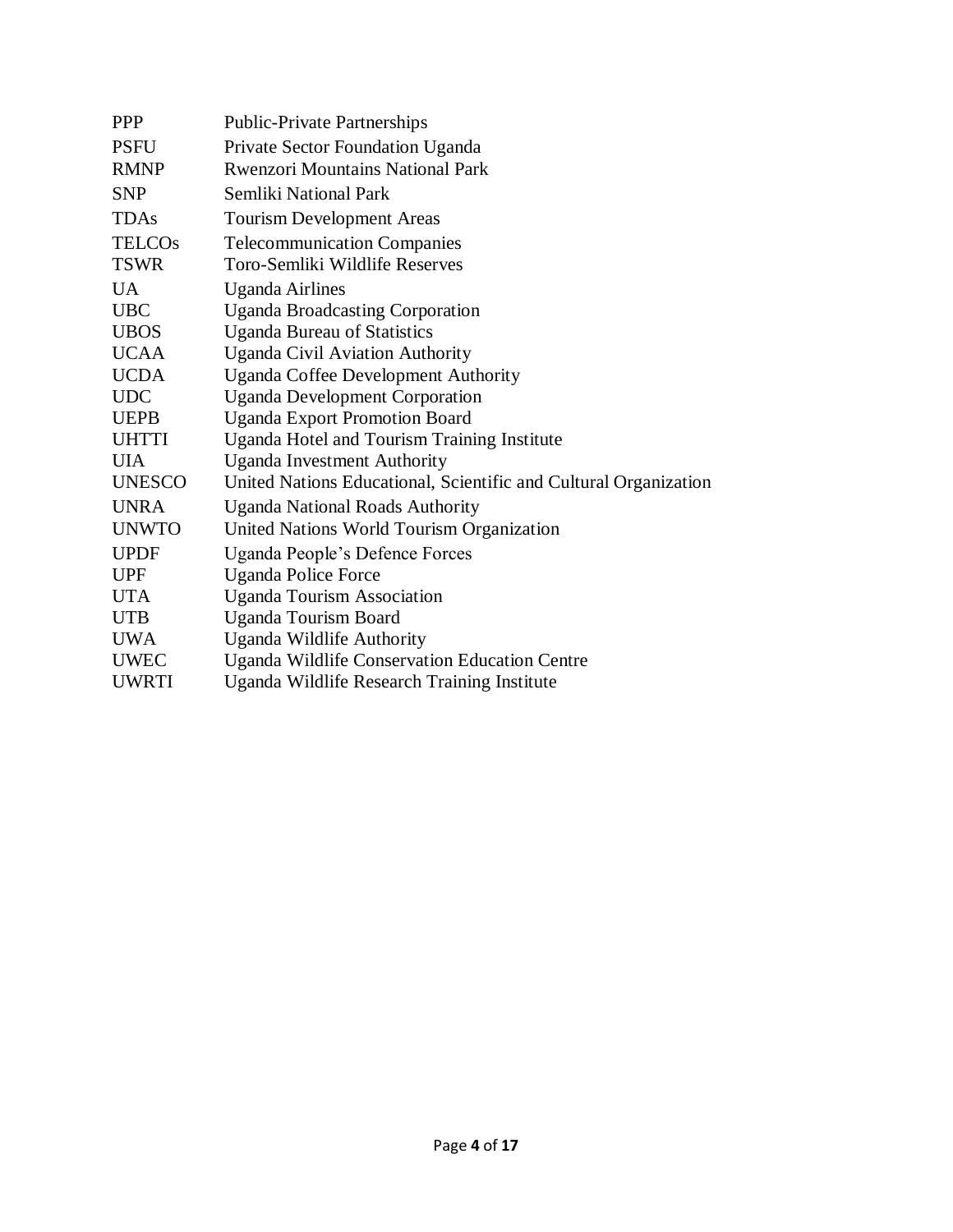| | |
|---|---|
| PPP | Public-Private Partnerships |
| PSFU | Private Sector Foundation Uganda |
| RMNP | Rwenzori Mountains National Park |
| SNP | Semliki National Park |
| TDAs | Tourism Development Areas |
| TELCOs | Telecommunication Companies |
| TSWR | Toro-Semliki Wildlife Reserves |
| UA | Uganda Airlines |
| UBC | Uganda Broadcasting Corporation |
| UBOS | Uganda Bureau of Statistics |
| UCAA | Uganda Civil Aviation Authority |
| UCDA | Uganda Coffee Development Authority |
| UDC | Uganda Development Corporation |
| UEPB | Uganda Export Promotion Board |
| UHTTI | Uganda Hotel and Tourism Training Institute |
| UIA | Uganda Investment Authority |
| UNESCO | United Nations Educational, Scientific and Cultural Organization |
| UNRA | Uganda National Roads Authority |
| UNWTO | United Nations World Tourism Organization |
| UPDF | Uganda People's Defence Forces |
| UPF | Uganda Police Force |
| UTA | Uganda Tourism Association |
| UTB | Uganda Tourism Board |
| UWA | Uganda Wildlife Authority |
| UWEC | Uganda Wildlife Conservation Education Centre |
| UWRTI | Uganda Wildlife Research Training Institute |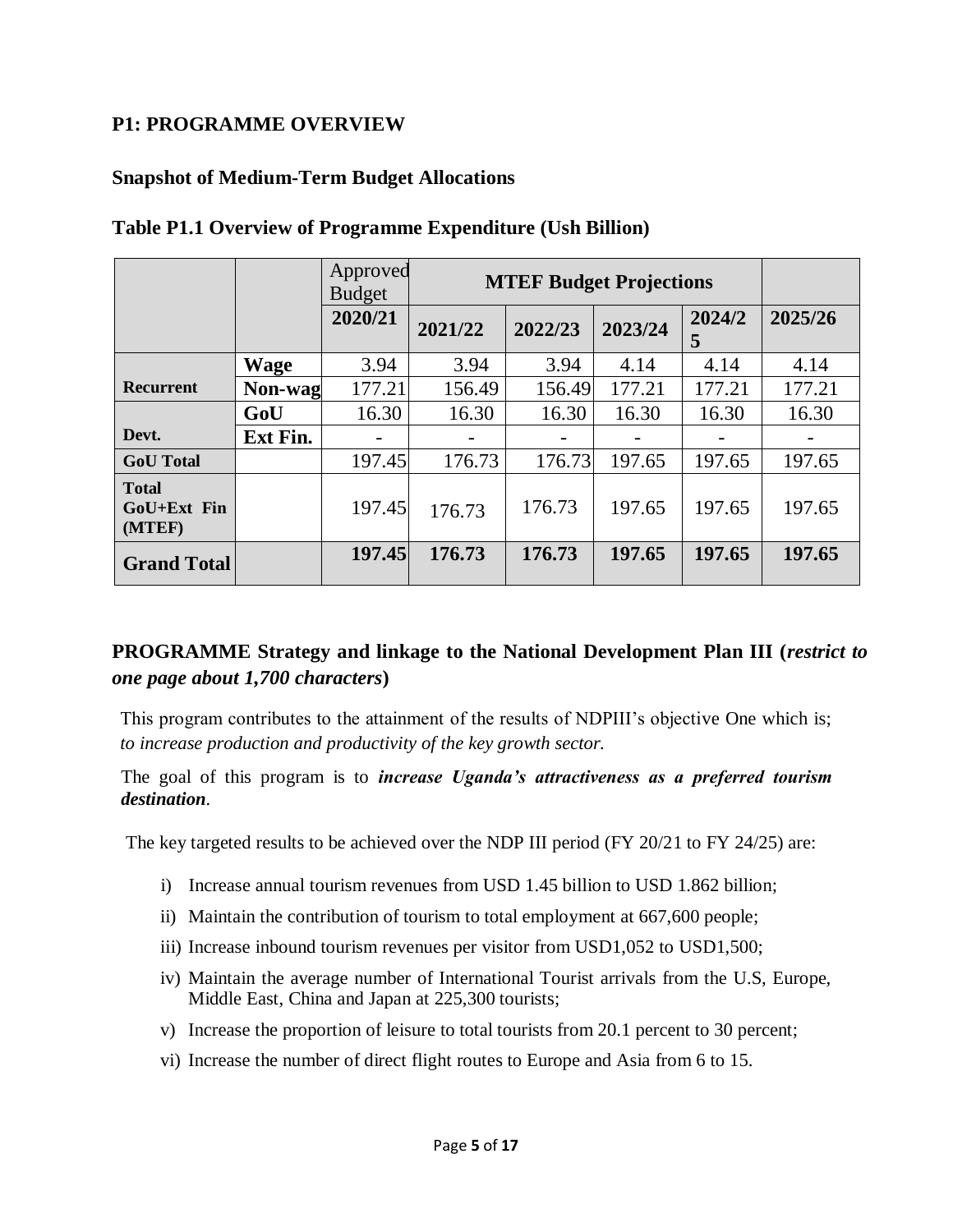## P1: PROGRAMME OVERVIEW

### Snapshot of Medium-Term Budget Allocations

### Table P1.1 Overview of Programme Expenditure (Ush Billion)

| | | Approved Budget | MTEF Budget Projections | | | | |
|---|---|---|---|---|---|---|---|
| | | 2020/21 | 2021/22 | 2022/23 | 2023/24 | 2024/25 | 2025/26 |
| Recurrent | Wage | 3.94 | 3.94 | 3.94 | 4.14 | 4.14 | 4.14 |
| | Non-wag | 177.21 | 156.49 | 156.49 | 177.21 | 177.21 | 177.21 |
| Devt. | GoU | 16.30 | 16.30 | 16.30 | 16.30 | 16.30 | 16.30 |
| | Ext Fin. | - | - | - | - | - | - |
| **GoU Total** | | 197.45 | 176.73 | 176.73 | 197.65 | 197.65 | 197.65 |
| **Total GoU+Ext Fin (MTEF)** | | 197.45 | 176.73 | 176.73 | 197.65 | 197.65 | 197.65 |
| **Grand Total** | | **197.45** | **176.73** | **176.73** | **197.65** | **197.65** | **197.65** |

### PROGRAMME Strategy and linkage to the National Development Plan III (*restrict to one page about 1,700 characters*)

This program contributes to the attainment of the results of NDPIII's objective One which is; *to increase production and productivity of the key growth sector.*

The goal of this program is to ***increase Uganda's attractiveness as a preferred tourism destination***.

The key targeted results to be achieved over the NDP III period (FY 20/21 to FY 24/25) are:

i) Increase annual tourism revenues from USD 1.45 billion to USD 1.862 billion;

ii) Maintain the contribution of tourism to total employment at 667,600 people;

iii) Increase inbound tourism revenues per visitor from USD1,052 to USD1,500;

iv) Maintain the average number of International Tourist arrivals from the U.S, Europe, Middle East, China and Japan at 225,300 tourists;

v) Increase the proportion of leisure to total tourists from 20.1 percent to 30 percent;

vi) Increase the number of direct flight routes to Europe and Asia from 6 to 15.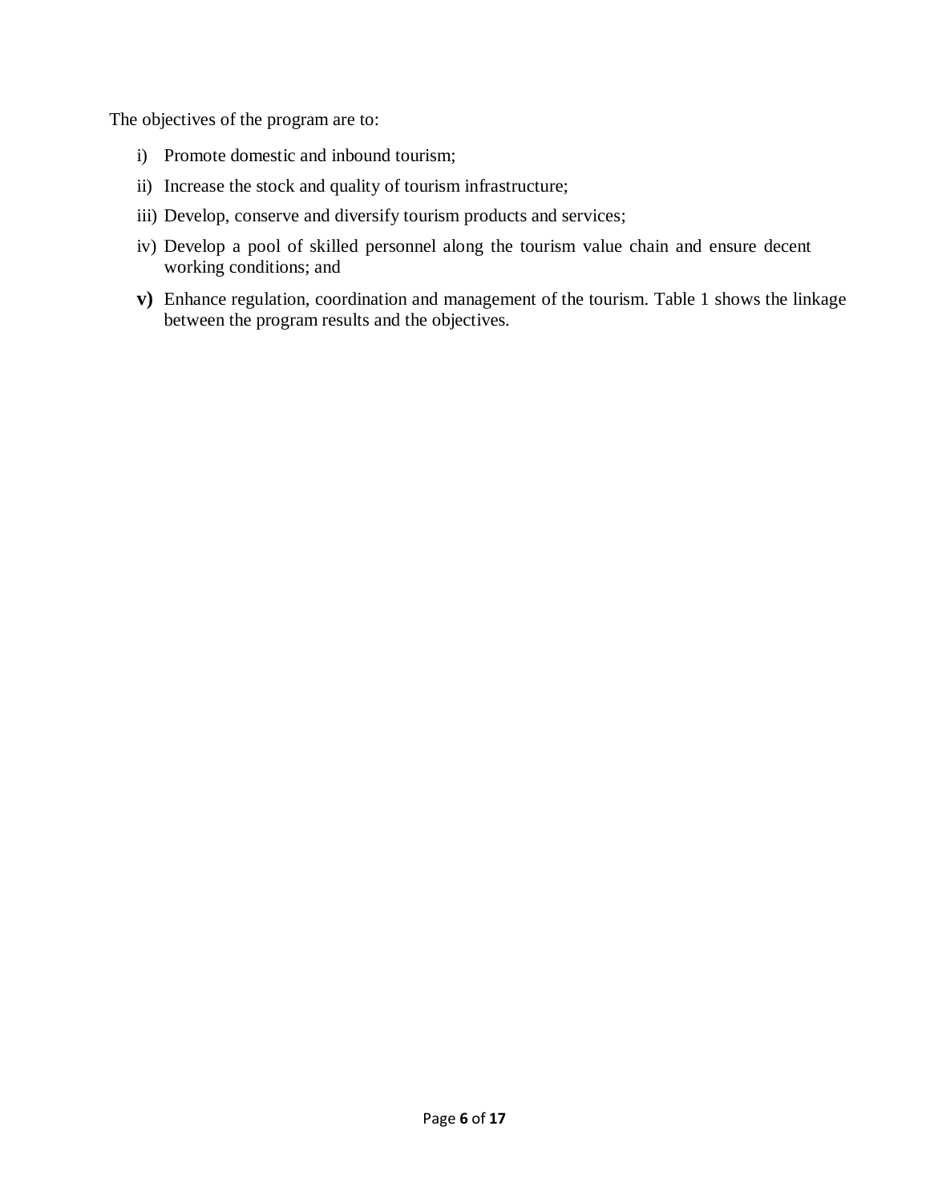The objectives of the program are to:

i) Promote domestic and inbound tourism;

ii) Increase the stock and quality of tourism infrastructure;

iii) Develop, conserve and diversify tourism products and services;

iv) Develop a pool of skilled personnel along the tourism value chain and ensure decent working conditions; and

**v)** Enhance regulation, coordination and management of the tourism. Table 1 shows the linkage between the program results and the objectives.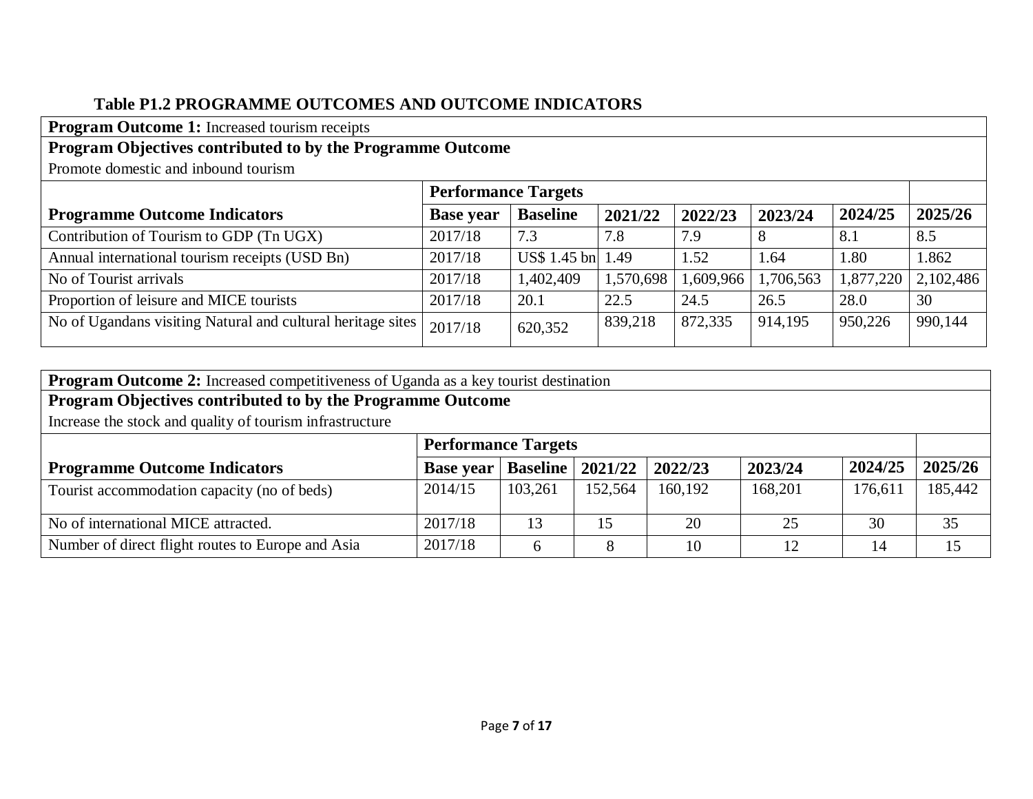### Table P1.2 PROGRAMME OUTCOMES AND OUTCOME INDICATORS

**Program Outcome 1:** Increased tourism receipts

**Program Objectives contributed to by the Programme Outcome**

Promote domestic and inbound tourism

| | Performance Targets | | | | | | |
|---|---|---|---|---|---|---|---|
| **Programme Outcome Indicators** | **Base year** | **Baseline** | **2021/22** | **2022/23** | **2023/24** | **2024/25** | **2025/26** |
| Contribution of Tourism to GDP (Tn UGX) | 2017/18 | 7.3 | 7.8 | 7.9 | 8 | 8.1 | 8.5 |
| Annual international tourism receipts (USD Bn) | 2017/18 | US$ 1.45 bn | 1.49 | 1.52 | 1.64 | 1.80 | 1.862 |
| No of Tourist arrivals | 2017/18 | 1,402,409 | 1,570,698 | 1,609,966 | 1,706,563 | 1,877,220 | 2,102,486 |
| Proportion of leisure and MICE tourists | 2017/18 | 20.1 | 22.5 | 24.5 | 26.5 | 28.0 | 30 |
| No of Ugandans visiting Natural and cultural heritage sites | 2017/18 | 620,352 | 839,218 | 872,335 | 914,195 | 950,226 | 990,144 |

**Program Outcome 2:** Increased competitiveness of Uganda as a key tourist destination

**Program Objectives contributed to by the Programme Outcome**

Increase the stock and quality of tourism infrastructure

| | Performance Targets | | | | | | |
|---|---|---|---|---|---|---|---|
| **Programme Outcome Indicators** | **Base year** | **Baseline** | **2021/22** | **2022/23** | **2023/24** | **2024/25** | **2025/26** |
| Tourist accommodation capacity (no of beds) | 2014/15 | 103,261 | 152,564 | 160,192 | 168,201 | 176,611 | 185,442 |
| No of international MICE attracted. | 2017/18 | 13 | 15 | 20 | 25 | 30 | 35 |
| Number of direct flight routes to Europe and Asia | 2017/18 | 6 | 8 | 10 | 12 | 14 | 15 |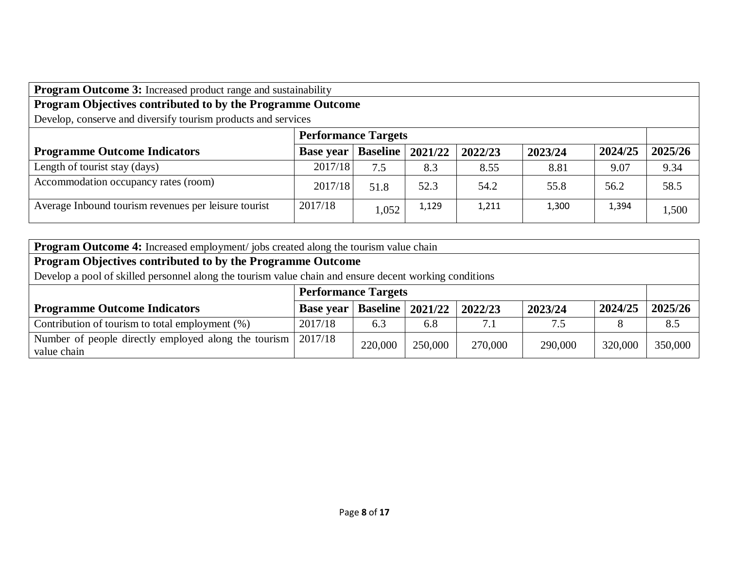| **Program Outcome 3:** Increased product range and sustainability | | | | | | | |
|---|---|---|---|---|---|---|---|
| **Program Objectives contributed to by the Programme Outcome** | | | | | | | |
| Develop, conserve and diversify tourism products and services | | | | | | | |
| | **Performance Targets** | | | | | | |
| **Programme Outcome Indicators** | **Base year** | **Baseline** | **2021/22** | **2022/23** | **2023/24** | **2024/25** | **2025/26** |
| Length of tourist stay (days) | 2017/18 | 7.5 | 8.3 | 8.55 | 8.81 | 9.07 | 9.34 |
| Accommodation occupancy rates (room) | 2017/18 | 51.8 | 52.3 | 54.2 | 55.8 | 56.2 | 58.5 |
| Average Inbound tourism revenues per leisure tourist | 2017/18 | 1,052 | 1,129 | 1,211 | 1,300 | 1,394 | 1,500 |

| **Program Outcome 4:** Increased employment/ jobs created along the tourism value chain | | | | | | | |
|---|---|---|---|---|---|---|---|
| **Program Objectives contributed to by the Programme Outcome** | | | | | | | |
| Develop a pool of skilled personnel along the tourism value chain and ensure decent working conditions | | | | | | | |
| | **Performance Targets** | | | | | | |
| **Programme Outcome Indicators** | **Base year** | **Baseline** | **2021/22** | **2022/23** | **2023/24** | **2024/25** | **2025/26** |
| Contribution of tourism to total employment (%) | 2017/18 | 6.3 | 6.8 | 7.1 | 7.5 | 8 | 8.5 |
| Number of people directly employed along the tourism value chain | 2017/18 | 220,000 | 250,000 | 270,000 | 290,000 | 320,000 | 350,000 |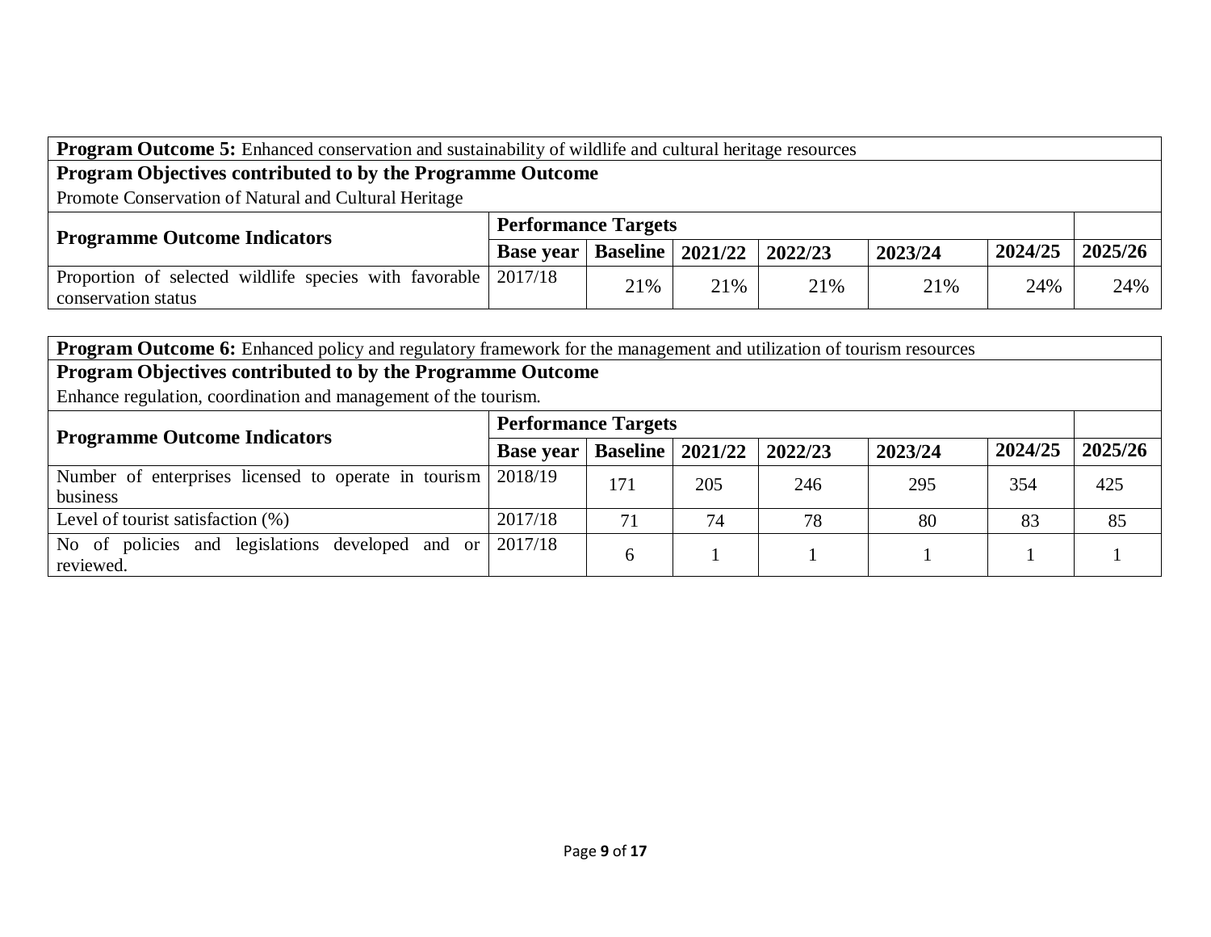| **Program Outcome 5:** Enhanced conservation and sustainability of wildlife and cultural heritage resources | | | | | | | |
|---|---|---|---|---|---|---|---|
| **Program Objectives contributed to by the Programme Outcome** | | | | | | | |
| Promote Conservation of Natural and Cultural Heritage | | | | | | | |
| **Programme Outcome Indicators** | **Performance Targets** | | | | | | |
| | **Base year** | **Baseline** | **2021/22** | **2022/23** | **2023/24** | **2024/25** | **2025/26** |
| Proportion of selected wildlife species with favorable conservation status | 2017/18 | 21% | 21% | 21% | 21% | 24% | 24% |

| **Program Outcome 6:** Enhanced policy and regulatory framework for the management and utilization of tourism resources | | | | | | | |
|---|---|---|---|---|---|---|---|
| **Program Objectives contributed to by the Programme Outcome** | | | | | | | |
| Enhance regulation, coordination and management of the tourism. | | | | | | | |
| **Programme Outcome Indicators** | **Performance Targets** | | | | | | |
| | **Base year** | **Baseline** | **2021/22** | **2022/23** | **2023/24** | **2024/25** | **2025/26** |
| Number of enterprises licensed to operate in tourism business | 2018/19 | 171 | 205 | 246 | 295 | 354 | 425 |
| Level of tourist satisfaction (%) | 2017/18 | 71 | 74 | 78 | 80 | 83 | 85 |
| No of policies and legislations developed and or reviewed. | 2017/18 | 6 | 1 | 1 | 1 | 1 | 1 |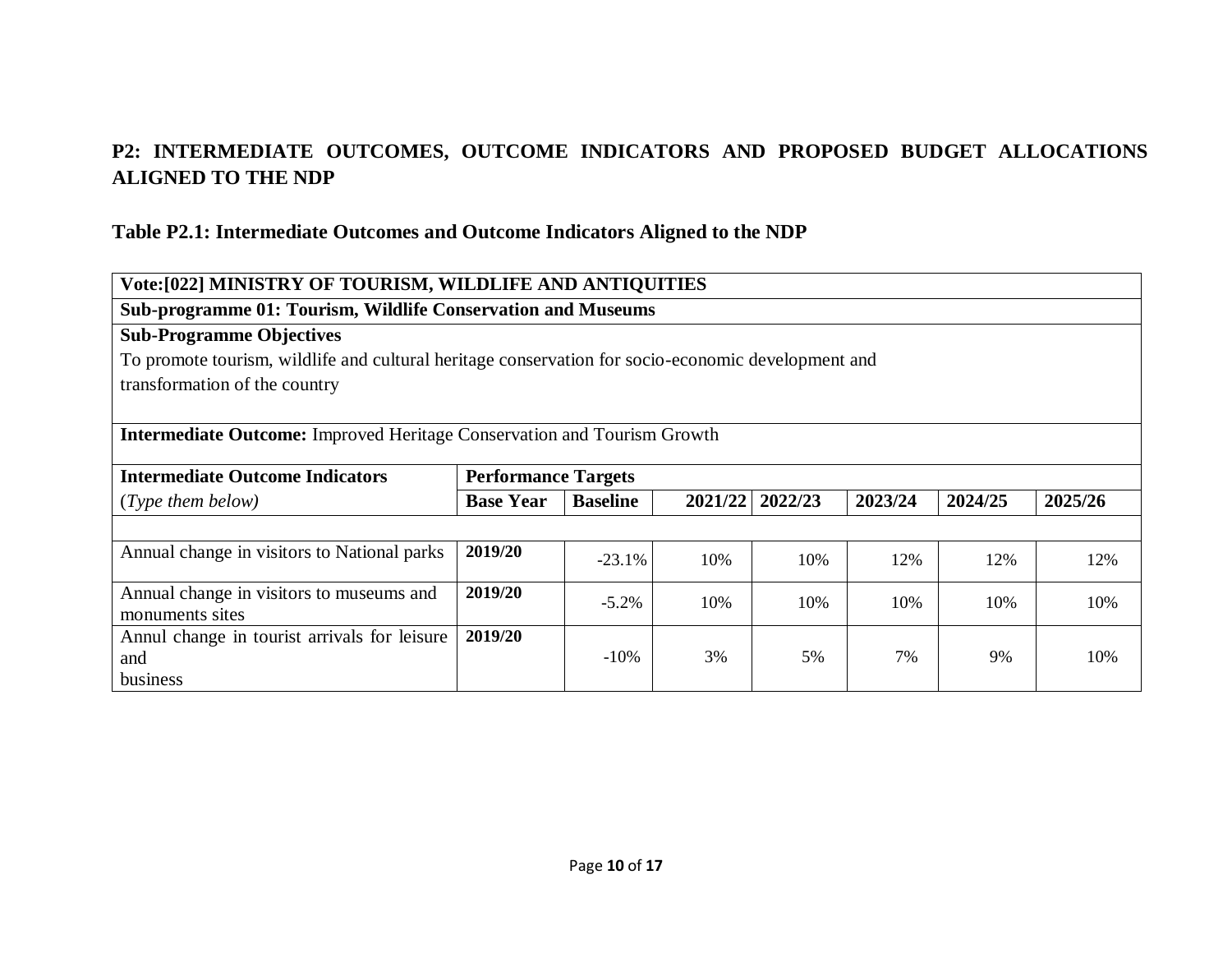## P2: INTERMEDIATE OUTCOMES, OUTCOME INDICATORS AND PROPOSED BUDGET ALLOCATIONS ALIGNED TO THE NDP

### Table P2.1: Intermediate Outcomes and Outcome Indicators Aligned to the NDP

| **Vote:[022] MINISTRY OF TOURISM, WILDLIFE AND ANTIQUITIES** | | | | | | | |
|---|---|---|---|---|---|---|---|
| **Sub-programme 01: Tourism, Wildlife Conservation and Museums** | | | | | | | |
| **Sub-Programme Objectives** To promote tourism, wildlife and cultural heritage conservation for socio-economic development and transformation of the country | | | | | | | |
| **Intermediate Outcome:** Improved Heritage Conservation and Tourism Growth | | | | | | | |
| **Intermediate Outcome Indicators** | **Performance Targets** | | | | | | |
| (*Type them below*) | **Base Year** | **Baseline** | **2021/22** | **2022/23** | **2023/24** | **2024/25** | **2025/26** |
| | | | | | | | |
| Annual change in visitors to National parks | **2019/20** | -23.1% | 10% | 10% | 12% | 12% | 12% |
| Annual change in visitors to museums and monuments sites | **2019/20** | -5.2% | 10% | 10% | 10% | 10% | 10% |
| Annul change in tourist arrivals for leisure and business | **2019/20** | -10% | 3% | 5% | 7% | 9% | 10% |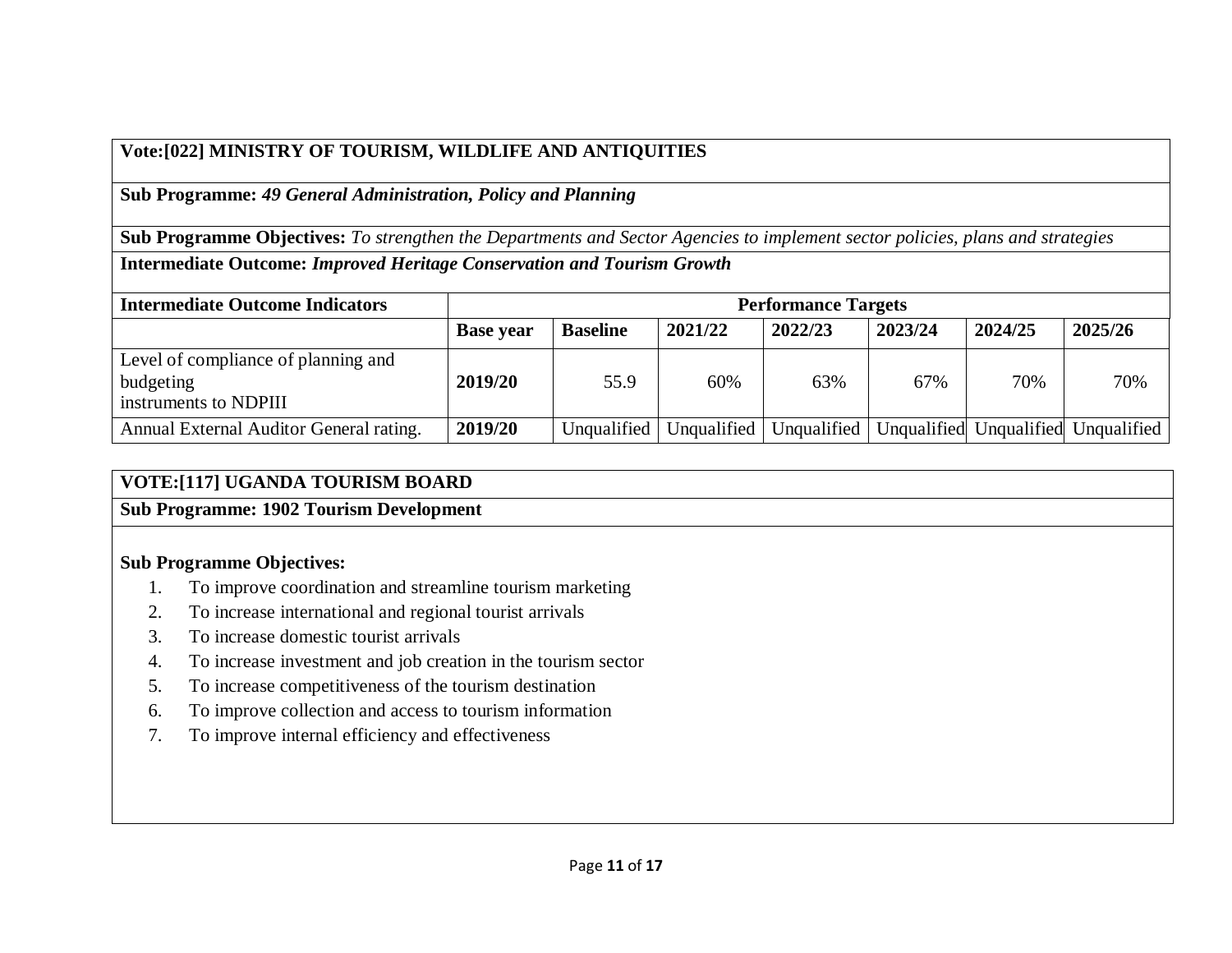**Vote:[022] MINISTRY OF TOURISM, WILDLIFE AND ANTIQUITIES**

**Sub Programme:** ***49 General Administration, Policy and Planning***

**Sub Programme Objectives:** *To strengthen the Departments and Sector Agencies to implement sector policies, plans and strategies*

**Intermediate Outcome:** ***Improved Heritage Conservation and Tourism Growth***

| **Intermediate Outcome Indicators** | **Performance Targets** | | | | | | |
|---|---|---|---|---|---|---|---|
| | **Base year** | **Baseline** | **2021/22** | **2022/23** | **2023/24** | **2024/25** | **2025/26** |
| Level of compliance of planning and budgeting instruments to NDPIII | **2019/20** | 55.9 | 60% | 63% | 67% | 70% | 70% |
| Annual External Auditor General rating. | **2019/20** | Unqualified | Unqualified | Unqualified | Unqualified | Unqualified | Unqualified |

**VOTE:[117] UGANDA TOURISM BOARD**

**Sub Programme: 1902 Tourism Development**

**Sub Programme Objectives:**

1. To improve coordination and streamline tourism marketing
2. To increase international and regional tourist arrivals
3. To increase domestic tourist arrivals
4. To increase investment and job creation in the tourism sector
5. To increase competitiveness of the tourism destination
6. To improve collection and access to tourism information
7. To improve internal efficiency and effectiveness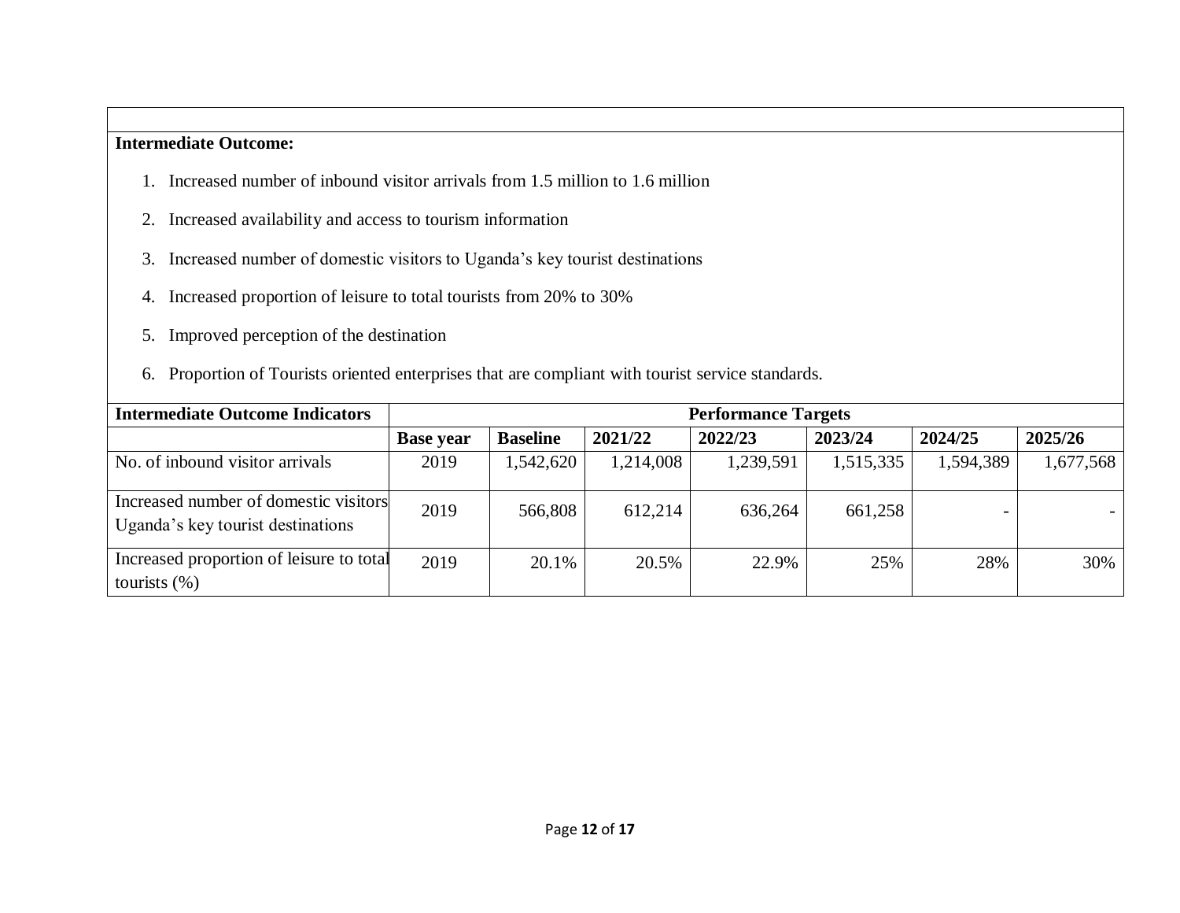**Intermediate Outcome:**

1. Increased number of inbound visitor arrivals from 1.5 million to 1.6 million
2. Increased availability and access to tourism information
3. Increased number of domestic visitors to Uganda's key tourist destinations
4. Increased proportion of leisure to total tourists from 20% to 30%
5. Improved perception of the destination
6. Proportion of Tourists oriented enterprises that are compliant with tourist service standards.

| **Intermediate Outcome Indicators** | **Performance Targets** | | | | | | |
|---|---|---|---|---|---|---|---|
| | **Base year** | **Baseline** | **2021/22** | **2022/23** | **2023/24** | **2024/25** | **2025/26** |
| No. of inbound visitor arrivals | 2019 | 1,542,620 | 1,214,008 | 1,239,591 | 1,515,335 | 1,594,389 | 1,677,568 |
| Increased number of domestic visitors Uganda's key tourist destinations | 2019 | 566,808 | 612,214 | 636,264 | 661,258 | - | - |
| Increased proportion of leisure to total tourists (%) | 2019 | 20.1% | 20.5% | 22.9% | 25% | 28% | 30% |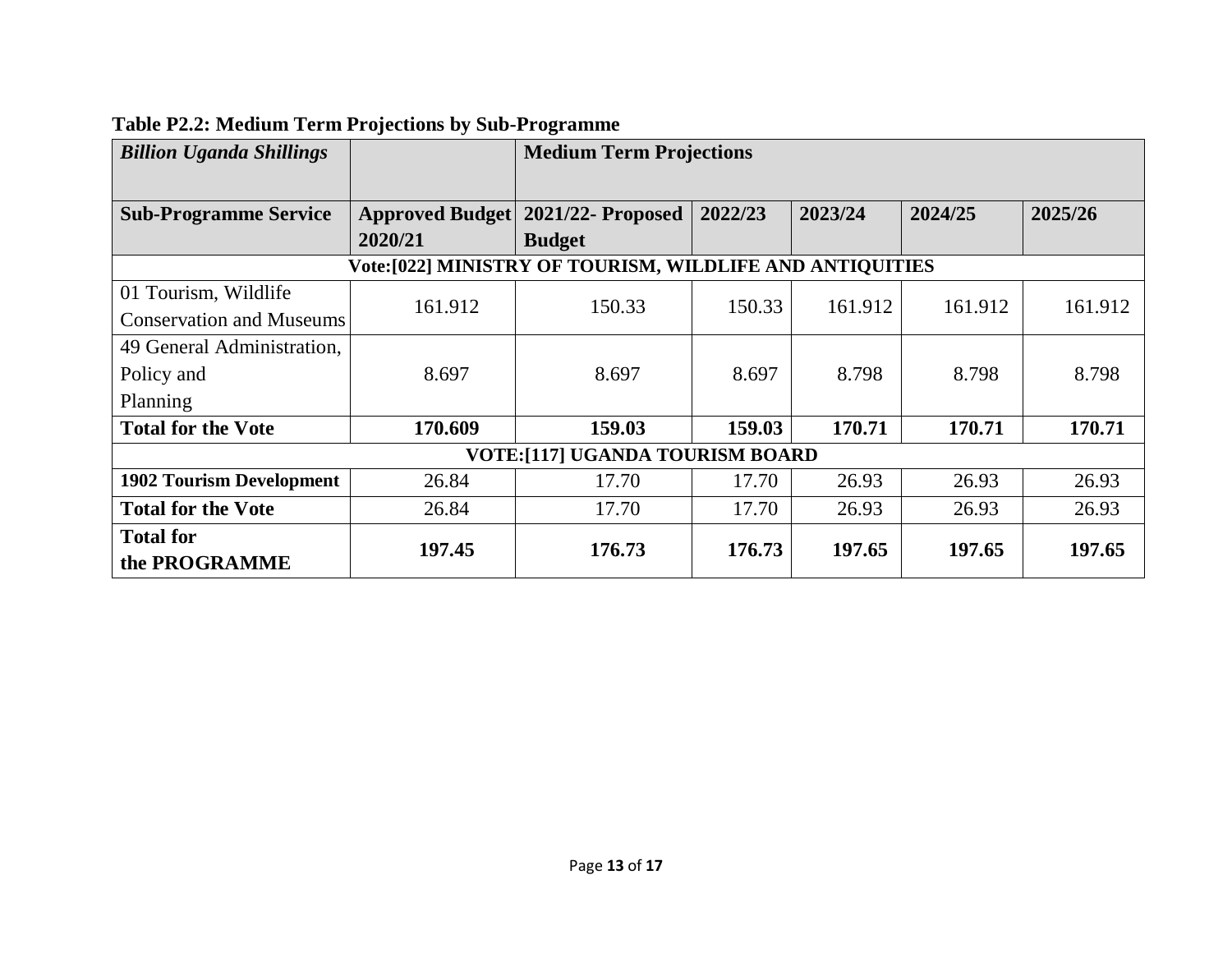**Table P2.2: Medium Term Projections by Sub-Programme**

| *Billion Uganda Shillings* | | Medium Term Projections | | | | |
|---|---|---|---|---|---|---|
| **Sub-Programme Service** | **Approved Budget 2020/21** | **2021/22- Proposed Budget** | **2022/23** | **2023/24** | **2024/25** | **2025/26** |
| **Vote:[022] MINISTRY OF TOURISM, WILDLIFE AND ANTIQUITIES** | | | | | | |
| 01 Tourism, Wildlife Conservation and Museums | 161.912 | 150.33 | 150.33 | 161.912 | 161.912 | 161.912 |
| 49 General Administration, Policy and Planning | 8.697 | 8.697 | 8.697 | 8.798 | 8.798 | 8.798 |
| **Total for the Vote** | **170.609** | **159.03** | **159.03** | **170.71** | **170.71** | **170.71** |
| **VOTE:[117] UGANDA TOURISM BOARD** | | | | | | |
| **1902 Tourism Development** | 26.84 | 17.70 | 17.70 | 26.93 | 26.93 | 26.93 |
| **Total for the Vote** | 26.84 | 17.70 | 17.70 | 26.93 | 26.93 | 26.93 |
| **Total for the PROGRAMME** | **197.45** | **176.73** | **176.73** | **197.65** | **197.65** | **197.65** |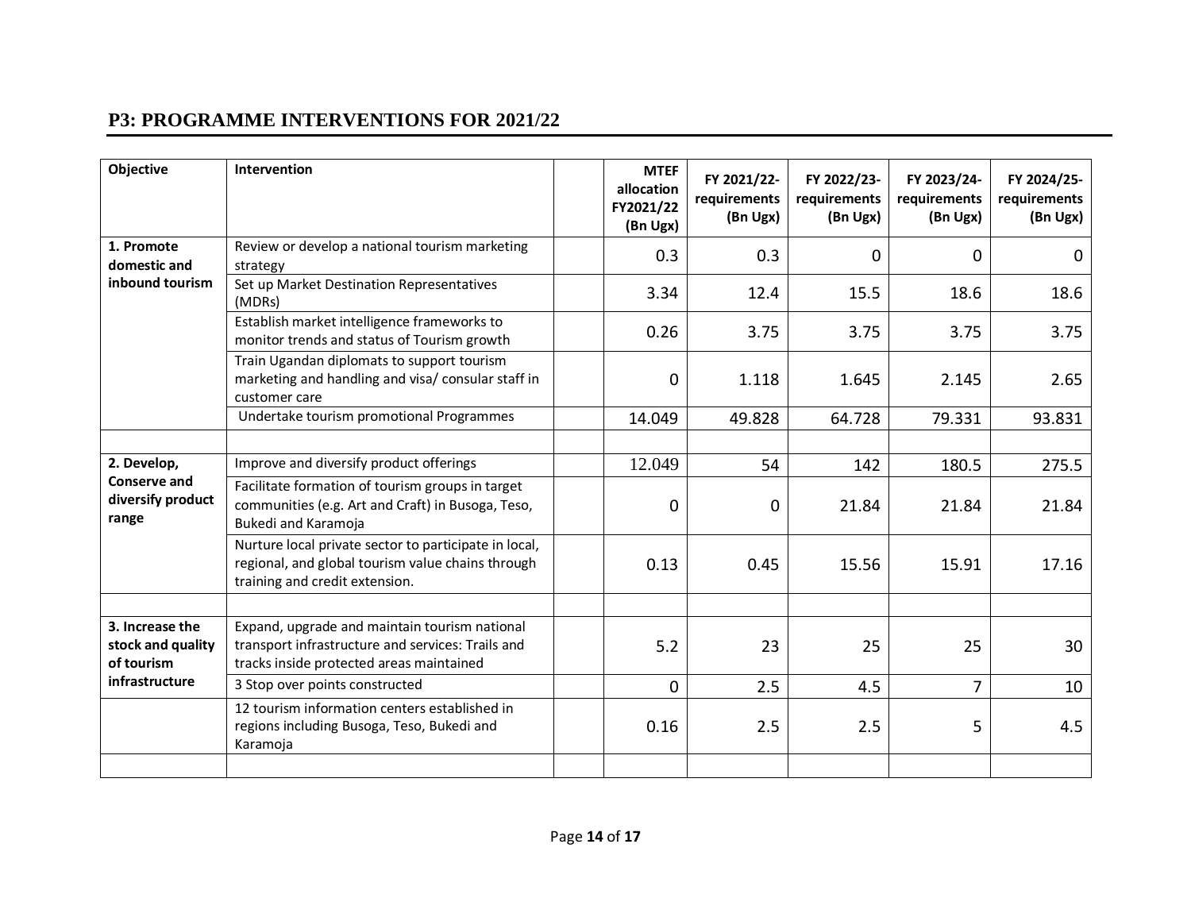## P3: PROGRAMME INTERVENTIONS FOR 2021/22

| Objective | Intervention | | MTEF allocation FY2021/22 (Bn Ugx) | FY 2021/22- requirements (Bn Ugx) | FY 2022/23- requirements (Bn Ugx) | FY 2023/24- requirements (Bn Ugx) | FY 2024/25- requirements (Bn Ugx) |
|---|---|---|---|---|---|---|---|
| 1. Promote domestic and inbound tourism | Review or develop a national tourism marketing strategy | | 0.3 | 0.3 | 0 | 0 | 0 |
| | Set up Market Destination Representatives (MDRs) | | 3.34 | 12.4 | 15.5 | 18.6 | 18.6 |
| | Establish market intelligence frameworks to monitor trends and status of Tourism growth | | 0.26 | 3.75 | 3.75 | 3.75 | 3.75 |
| | Train Ugandan diplomats to support tourism marketing and handling and visa/ consular staff in customer care | | 0 | 1.118 | 1.645 | 2.145 | 2.65 |
| | Undertake tourism promotional Programmes | | 14.049 | 49.828 | 64.728 | 79.331 | 93.831 |
| | | | | | | | |
| 2. Develop, Conserve and diversify product range | Improve and diversify product offerings | | 12.049 | 54 | 142 | 180.5 | 275.5 |
| | Facilitate formation of tourism groups in target communities (e.g. Art and Craft) in Busoga, Teso, Bukedi and Karamoja | | 0 | 0 | 21.84 | 21.84 | 21.84 |
| | Nurture local private sector to participate in local, regional, and global tourism value chains through training and credit extension. | | 0.13 | 0.45 | 15.56 | 15.91 | 17.16 |
| | | | | | | | |
| 3. Increase the stock and quality of tourism infrastructure | Expand, upgrade and maintain tourism national transport infrastructure and services: Trails and tracks inside protected areas maintained | | 5.2 | 23 | 25 | 25 | 30 |
| | 3 Stop over points constructed | | 0 | 2.5 | 4.5 | 7 | 10 |
| | 12 tourism information centers established in regions including Busoga, Teso, Bukedi and Karamoja | | 0.16 | 2.5 | 2.5 | 5 | 4.5 |
| | | | | | | | |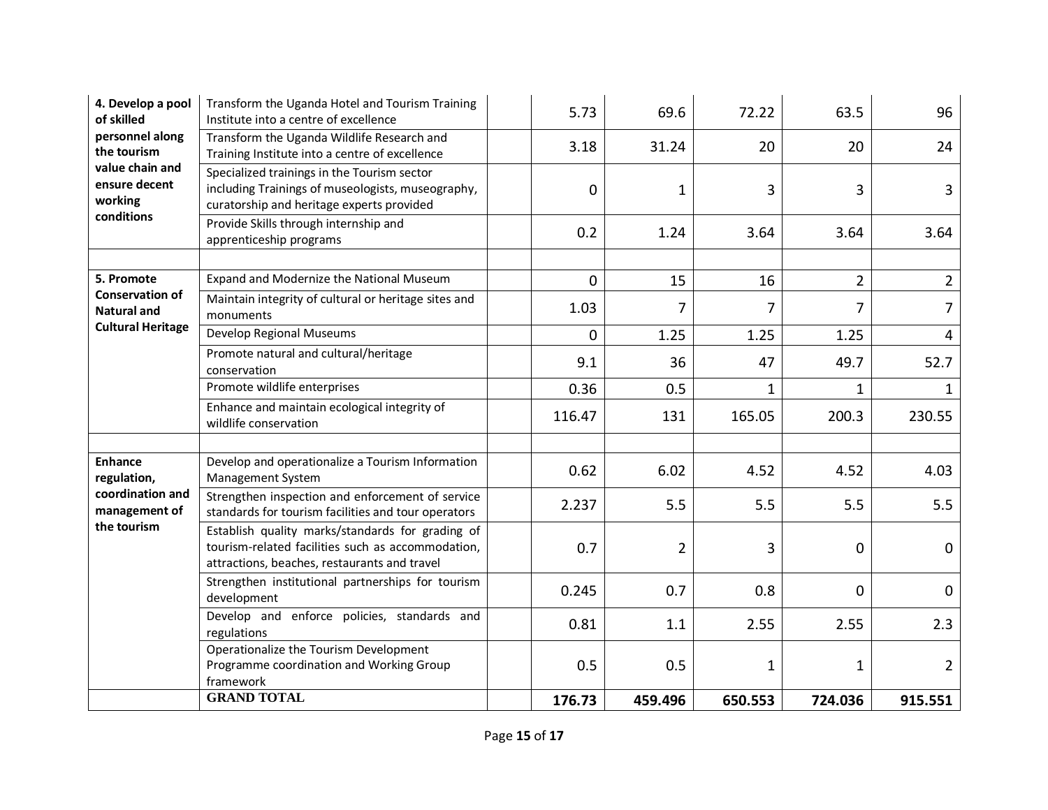| | | | | | | | |
|---|---|---|---|---|---|---|---|
| **4. Develop a pool of skilled personnel along the tourism value chain and ensure decent working conditions** | Transform the Uganda Hotel and Tourism Training Institute into a centre of excellence | | 5.73 | 69.6 | 72.22 | 63.5 | 96 |
| | Transform the Uganda Wildlife Research and Training Institute into a centre of excellence | | 3.18 | 31.24 | 20 | 20 | 24 |
| | Specialized trainings in the Tourism sector including Trainings of museologists, museography, curatorship and heritage experts provided | | 0 | 1 | 3 | 3 | 3 |
| | Provide Skills through internship and apprenticeship programs | | 0.2 | 1.24 | 3.64 | 3.64 | 3.64 |
| | | | | | | | |
| **5. Promote Conservation of Natural and Cultural Heritage** | Expand and Modernize the National Museum | | 0 | 15 | 16 | 2 | 2 |
| | Maintain integrity of cultural or heritage sites and monuments | | 1.03 | 7 | 7 | 7 | 7 |
| | Develop Regional Museums | | 0 | 1.25 | 1.25 | 1.25 | 4 |
| | Promote natural and cultural/heritage conservation | | 9.1 | 36 | 47 | 49.7 | 52.7 |
| | Promote wildlife enterprises | | 0.36 | 0.5 | 1 | 1 | 1 |
| | Enhance and maintain ecological integrity of wildlife conservation | | 116.47 | 131 | 165.05 | 200.3 | 230.55 |
| | | | | | | | |
| **Enhance regulation, coordination and management of the tourism** | Develop and operationalize a Tourism Information Management System | | 0.62 | 6.02 | 4.52 | 4.52 | 4.03 |
| | Strengthen inspection and enforcement of service standards for tourism facilities and tour operators | | 2.237 | 5.5 | 5.5 | 5.5 | 5.5 |
| | Establish quality marks/standards for grading of tourism-related facilities such as accommodation, attractions, beaches, restaurants and travel | | 0.7 | 2 | 3 | 0 | 0 |
| | Strengthen institutional partnerships for tourism development | | 0.245 | 0.7 | 0.8 | 0 | 0 |
| | Develop and enforce policies, standards and regulations | | 0.81 | 1.1 | 2.55 | 2.55 | 2.3 |
| | Operationalize the Tourism Development Programme coordination and Working Group framework | | 0.5 | 0.5 | 1 | 1 | 2 |
| | **GRAND TOTAL** | | **176.73** | **459.496** | **650.553** | **724.036** | **915.551** |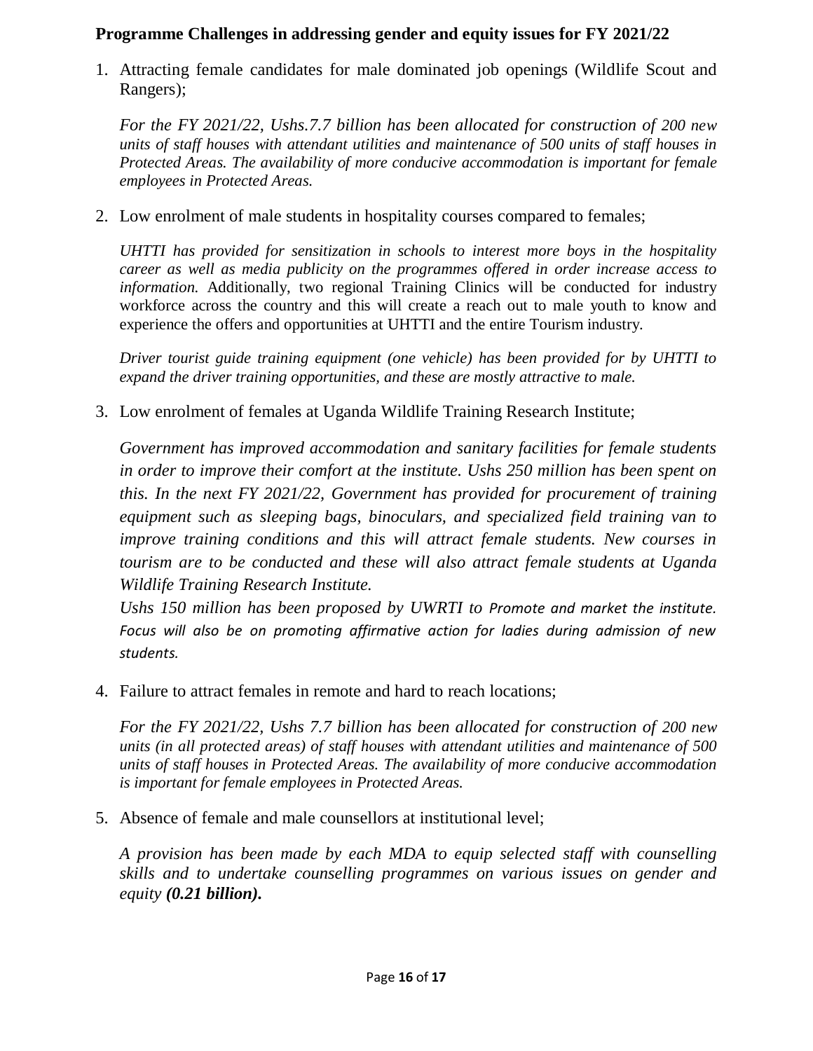**Programme Challenges in addressing gender and equity issues for FY 2021/22**

1. Attracting female candidates for male dominated job openings (Wildlife Scout and Rangers);

   *For the FY 2021/22, Ushs.7.7 billion has been allocated for construction of 200 new units of staff houses with attendant utilities and maintenance of 500 units of staff houses in Protected Areas. The availability of more conducive accommodation is important for female employees in Protected Areas.*

2. Low enrolment of male students in hospitality courses compared to females;

   *UHTTI has provided for sensitization in schools to interest more boys in the hospitality career as well as media publicity on the programmes offered in order increase access to information.* Additionally, two regional Training Clinics will be conducted for industry workforce across the country and this will create a reach out to male youth to know and experience the offers and opportunities at UHTTI and the entire Tourism industry.

   *Driver tourist guide training equipment (one vehicle) has been provided for by UHTTI to expand the driver training opportunities, and these are mostly attractive to male.*

3. Low enrolment of females at Uganda Wildlife Training Research Institute;

   *Government has improved accommodation and sanitary facilities for female students in order to improve their comfort at the institute. Ushs 250 million has been spent on this. In the next FY 2021/22, Government has provided for procurement of training equipment such as sleeping bags, binoculars, and specialized field training van to improve training conditions and this will attract female students. New courses in tourism are to be conducted and these will also attract female students at Uganda Wildlife Training Research Institute.*
   *Ushs 150 million has been proposed by UWRTI to Promote and market the institute. Focus will also be on promoting affirmative action for ladies during admission of new students.*

4. Failure to attract females in remote and hard to reach locations;

   *For the FY 2021/22, Ushs 7.7 billion has been allocated for construction of 200 new units (in all protected areas) of staff houses with attendant utilities and maintenance of 500 units of staff houses in Protected Areas. The availability of more conducive accommodation is important for female employees in Protected Areas.*

5. Absence of female and male counsellors at institutional level;

   *A provision has been made by each MDA to equip selected staff with counselling skills and to undertake counselling programmes on various issues on gender and equity* ***(0.21 billion).***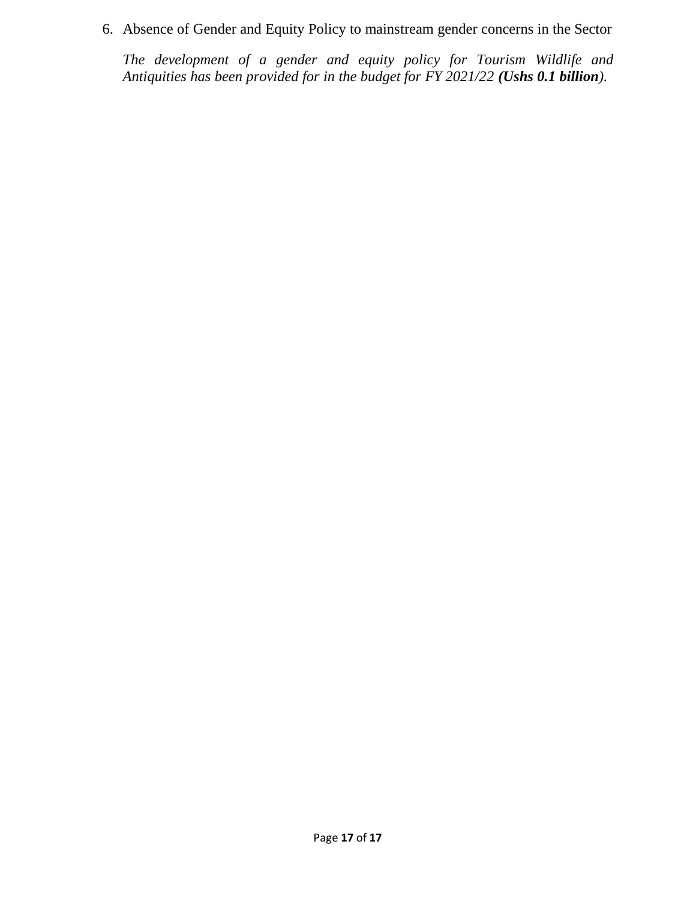6. Absence of Gender and Equity Policy to mainstream gender concerns in the Sector

   *The development of a gender and equity policy for Tourism Wildlife and Antiquities has been provided for in the budget for FY 2021/22* ***(Ushs 0.1 billion)****.*